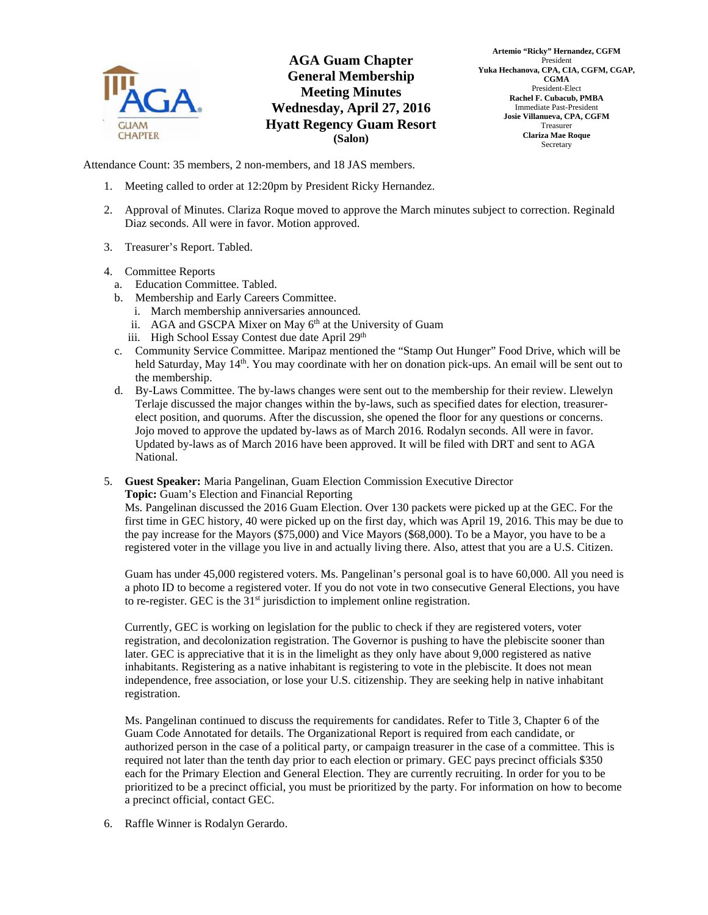# AGA Guam Chapter General Membership Meeting Minutes

**Wednesday, April 27, 2016**
**Hyatt Regency Guam Resort**
**(Salon)**

**Artemio "Ricky" Hernandez, CGFM**
President
**Yuka Hechanova, CPA, CIA, CGFM, CGAP, CGMA**
President-Elect
**Rachel F. Cubacub, PMBA**
Immediate Past-President
**Josie Villanueva, CPA, CGFM**
Treasurer
**Clariza Mae Roque**
Secretary

Attendance Count: 35 members, 2 non-members, and 18 JAS members.

1. Meeting called to order at 12:20pm by President Ricky Hernandez.

2. Approval of Minutes. Clariza Roque moved to approve the March minutes subject to correction. Reginald Diaz seconds. All were in favor. Motion approved.

3. Treasurer's Report. Tabled.

4. Committee Reports
   a. Education Committee. Tabled.
   b. Membership and Early Careers Committee.
      i. March membership anniversaries announced.
      ii. AGA and GSCPA Mixer on May 6th at the University of Guam
      iii. High School Essay Contest due date April 29th
   c. Community Service Committee. Maripaz mentioned the "Stamp Out Hunger" Food Drive, which will be held Saturday, May 14th. You may coordinate with her on donation pick-ups. An email will be sent out to the membership.
   d. By-Laws Committee. The by-laws changes were sent out to the membership for their review. Llewelyn Terlaje discussed the major changes within the by-laws, such as specified dates for election, treasurer-elect position, and quorums. After the discussion, she opened the floor for any questions or concerns. Jojo moved to approve the updated by-laws as of March 2016. Rodalyn seconds. All were in favor. Updated by-laws as of March 2016 have been approved. It will be filed with DRT and sent to AGA National.

5. **Guest Speaker:** Maria Pangelinan, Guam Election Commission Executive Director
   **Topic:** Guam's Election and Financial Reporting
   Ms. Pangelinan discussed the 2016 Guam Election. Over 130 packets were picked up at the GEC. For the first time in GEC history, 40 were picked up on the first day, which was April 19, 2016. This may be due to the pay increase for the Mayors ($75,000) and Vice Mayors ($68,000). To be a Mayor, you have to be a registered voter in the village you live in and actually living there. Also, attest that you are a U.S. Citizen.

   Guam has under 45,000 registered voters. Ms. Pangelinan's personal goal is to have 60,000. All you need is a photo ID to become a registered voter. If you do not vote in two consecutive General Elections, you have to re-register. GEC is the 31st jurisdiction to implement online registration.

   Currently, GEC is working on legislation for the public to check if they are registered voters, voter registration, and decolonization registration. The Governor is pushing to have the plebiscite sooner than later. GEC is appreciative that it is in the limelight as they only have about 9,000 registered as native inhabitants. Registering as a native inhabitant is registering to vote in the plebiscite. It does not mean independence, free association, or lose your U.S. citizenship. They are seeking help in native inhabitant registration.

   Ms. Pangelinan continued to discuss the requirements for candidates. Refer to Title 3, Chapter 6 of the Guam Code Annotated for details. The Organizational Report is required from each candidate, or authorized person in the case of a political party, or campaign treasurer in the case of a committee. This is required not later than the tenth day prior to each election or primary. GEC pays precinct officials $350 each for the Primary Election and General Election. They are currently recruiting. In order for you to be prioritized to be a precinct official, you must be prioritized by the party. For information on how to become a precinct official, contact GEC.

6. Raffle Winner is Rodalyn Gerardo.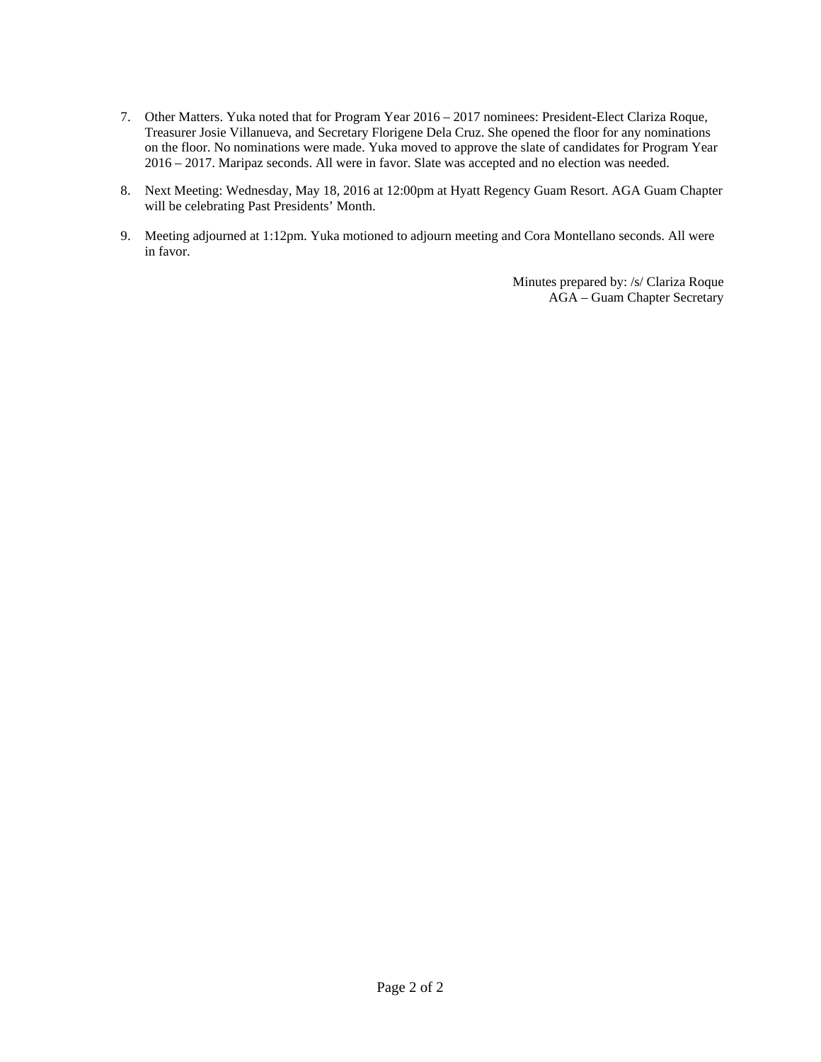7. Other Matters. Yuka noted that for Program Year 2016 – 2017 nominees: President-Elect Clariza Roque, Treasurer Josie Villanueva, and Secretary Florigene Dela Cruz. She opened the floor for any nominations on the floor. No nominations were made. Yuka moved to approve the slate of candidates for Program Year 2016 – 2017. Maripaz seconds. All were in favor. Slate was accepted and no election was needed.

8. Next Meeting: Wednesday, May 18, 2016 at 12:00pm at Hyatt Regency Guam Resort. AGA Guam Chapter will be celebrating Past Presidents' Month.

9. Meeting adjourned at 1:12pm. Yuka motioned to adjourn meeting and Cora Montellano seconds. All were in favor.

Minutes prepared by: /s/ Clariza Roque
AGA – Guam Chapter Secretary